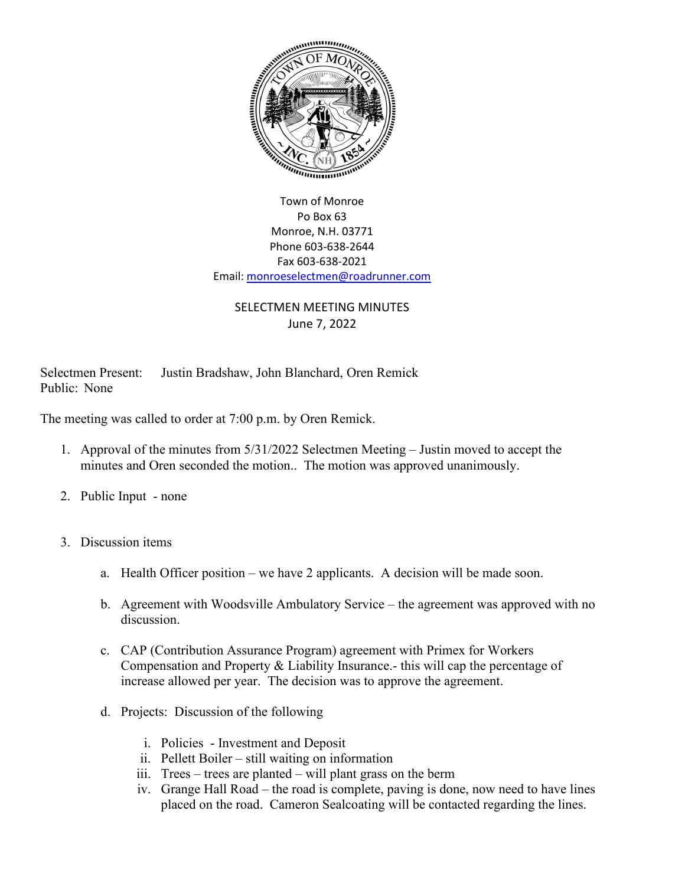Town of Monroe
Po Box 63
Monroe, N.H. 03771
Phone 603-638-2644
Fax 603-638-2021
Email: monroeselectmen@roadrunner.com

SELECTMEN MEETING MINUTES
June 7, 2022

Selectmen Present: Justin Bradshaw, John Blanchard, Oren Remick
Public: None

The meeting was called to order at 7:00 p.m. by Oren Remick.

1. Approval of the minutes from 5/31/2022 Selectmen Meeting – Justin moved to accept the minutes and Oren seconded the motion.. The motion was approved unanimously.

2. Public Input - none

3. Discussion items

   a. Health Officer position – we have 2 applicants. A decision will be made soon.

   b. Agreement with Woodsville Ambulatory Service – the agreement was approved with no discussion.

   c. CAP (Contribution Assurance Program) agreement with Primex for Workers Compensation and Property & Liability Insurance.- this will cap the percentage of increase allowed per year. The decision was to approve the agreement.

   d. Projects: Discussion of the following

      i. Policies - Investment and Deposit
      ii. Pellett Boiler – still waiting on information
      iii. Trees – trees are planted – will plant grass on the berm
      iv. Grange Hall Road – the road is complete, paving is done, now need to have lines placed on the road. Cameron Sealcoating will be contacted regarding the lines.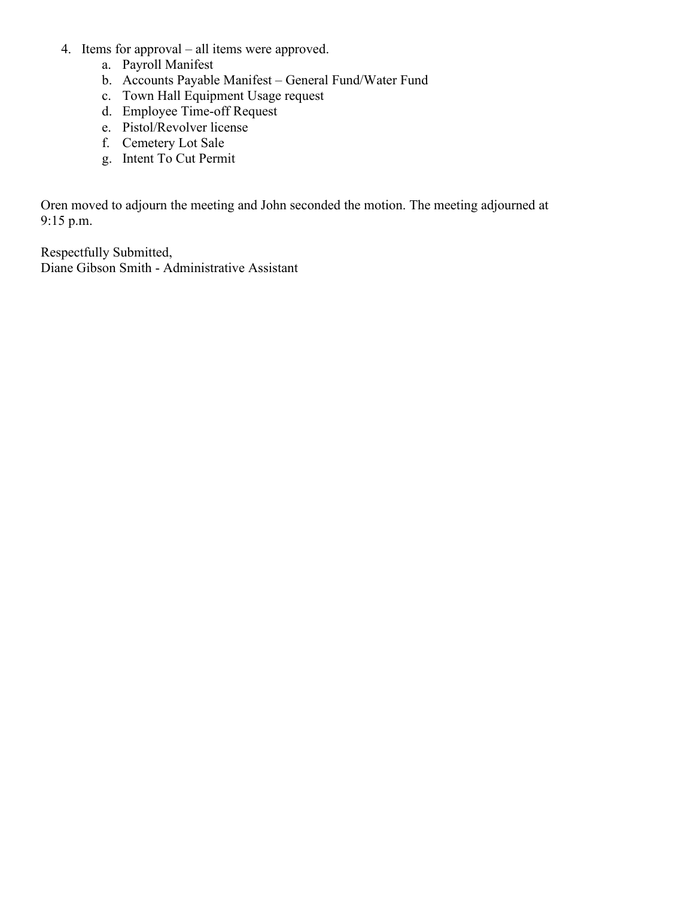4. Items for approval – all items were approved.
    a. Payroll Manifest
    b. Accounts Payable Manifest – General Fund/Water Fund
    c. Town Hall Equipment Usage request
    d. Employee Time-off Request
    e. Pistol/Revolver license
    f. Cemetery Lot Sale
    g. Intent To Cut Permit

Oren moved to adjourn the meeting and John seconded the motion. The meeting adjourned at 9:15 p.m.

Respectfully Submitted,
Diane Gibson Smith - Administrative Assistant